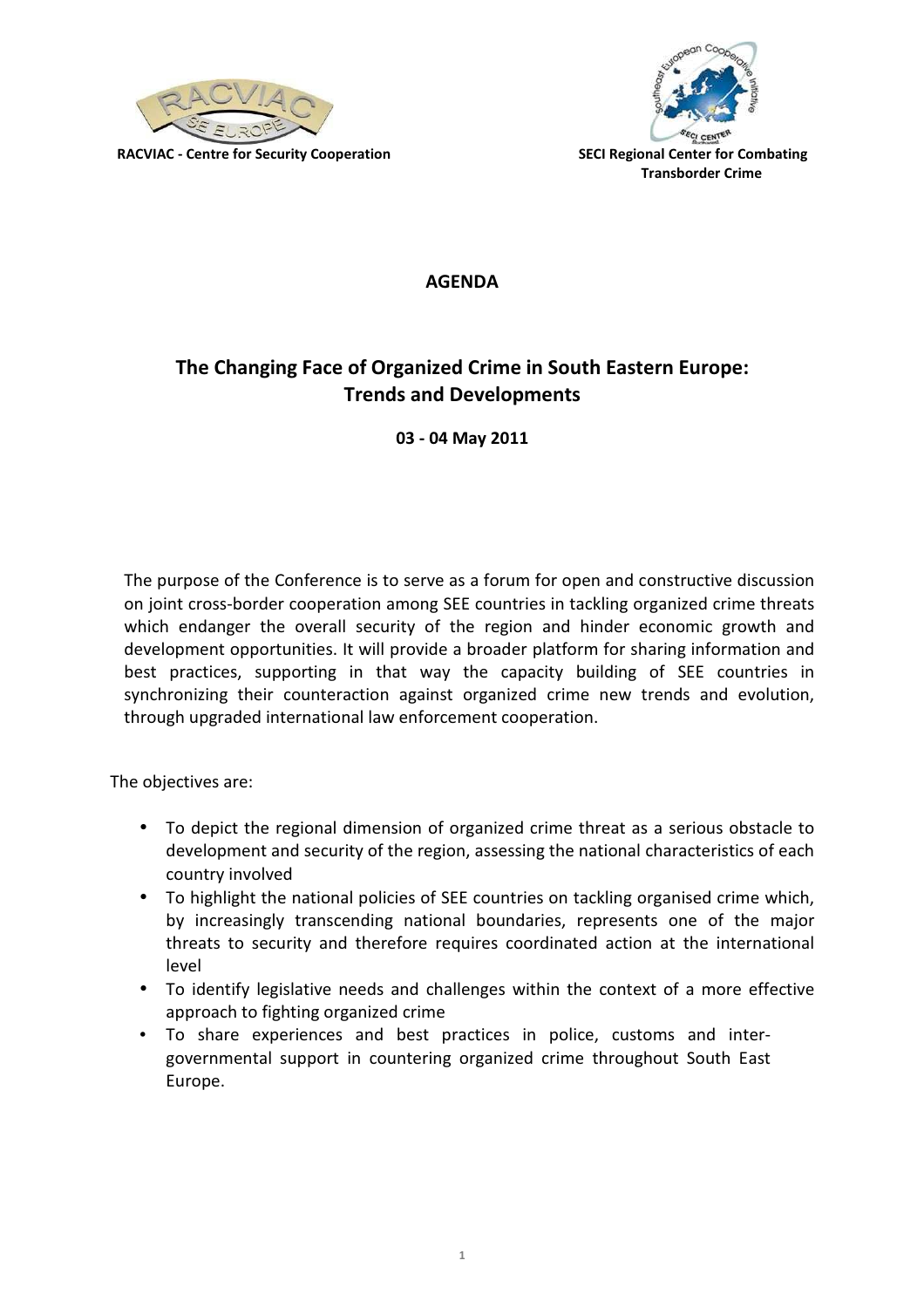**RACVIAC - Centre for Security Cooperation**

**SECI Regional Center for Combating Transborder Crime**

**AGENDA**

## The Changing Face of Organized Crime in South Eastern Europe: Trends and Developments

**03 - 04 May 2011**

The purpose of the Conference is to serve as a forum for open and constructive discussion on joint cross-border cooperation among SEE countries in tackling organized crime threats which endanger the overall security of the region and hinder economic growth and development opportunities. It will provide a broader platform for sharing information and best practices, supporting in that way the capacity building of SEE countries in synchronizing their counteraction against organized crime new trends and evolution, through upgraded international law enforcement cooperation.

The objectives are:

- To depict the regional dimension of organized crime threat as a serious obstacle to development and security of the region, assessing the national characteristics of each country involved
- To highlight the national policies of SEE countries on tackling organised crime which, by increasingly transcending national boundaries, represents one of the major threats to security and therefore requires coordinated action at the international level
- To identify legislative needs and challenges within the context of a more effective approach to fighting organized crime
- To share experiences and best practices in police, customs and inter-governmental support in countering organized crime throughout South East Europe.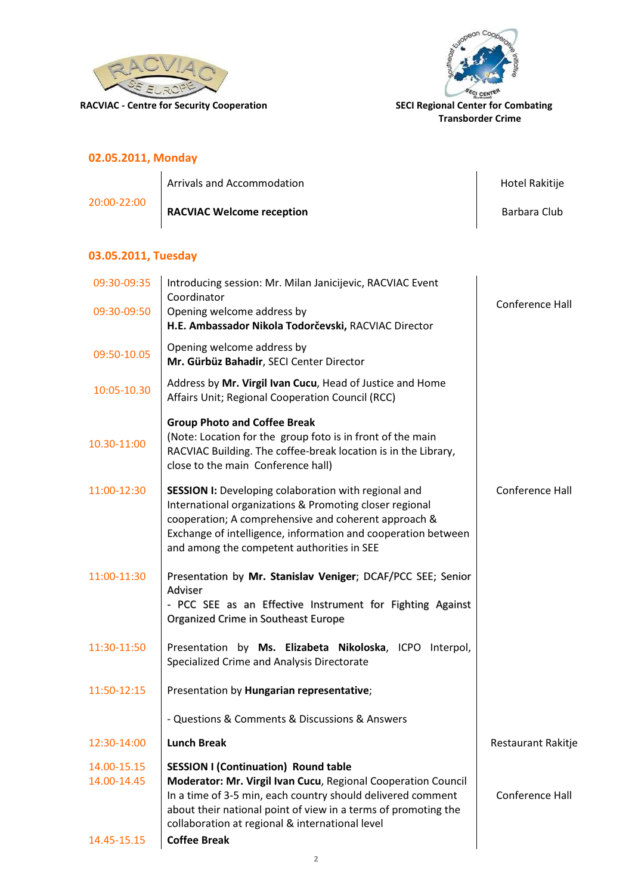**RACVIAC - Centre for Security Cooperation**

**SECI Regional Center for Combating Transborder Crime**

## 02.05.2011, Monday

| Time | Activity | Location |
|---|---|---|
| 20:00-22:00 | Arrivals and Accommodation | Hotel Rakitije |
| | **RACVIAC Welcome reception** | Barbara Club |

## 03.05.2011, Tuesday

| Time | Activity | Location |
|---|---|---|
| 09:30-09:35 | Introducing session: Mr. Milan Janicijevic, RACVIAC Event Coordinator | Conference Hall |
| 09:30-09:50 | Opening welcome address by **H.E. Ambassador Nikola Todorčevski,** RACVIAC Director | |
| 09:50-10.05 | Opening welcome address by **Mr. Gürbüz Bahadir**, SECI Center Director | |
| 10:05-10.30 | Address by **Mr. Virgil Ivan Cucu**, Head of Justice and Home Affairs Unit; Regional Cooperation Council (RCC) | |
| 10.30-11:00 | **Group Photo and Coffee Break** (Note: Location for the group foto is in front of the main RACVIAC Building. The coffee-break location is in the Library, close to the main Conference hall) | |
| 11:00-12:30 | **SESSION I:** Developing colaboration with regional and International organizations & Promoting closer regional cooperation; A comprehensive and coherent approach & Exchange of intelligence, information and cooperation between and among the competent authorities in SEE | Conference Hall |
| 11:00-11:30 | Presentation by **Mr. Stanislav Veniger**; DCAF/PCC SEE; Senior Adviser - PCC SEE as an Effective Instrument for Fighting Against Organized Crime in Southeast Europe | |
| 11:30-11:50 | Presentation by **Ms. Elizabeta Nikoloska**, ICPO Interpol, Specialized Crime and Analysis Directorate | |
| 11:50-12:15 | Presentation by **Hungarian representative**; | |
| | - Questions & Comments & Discussions & Answers | |
| 12:30-14:00 | **Lunch Break** | Restaurant Rakitje |
| 14.00-15.15<br>14.00-14.45 | **SESSION I (Continuation) Round table**<br>**Moderator: Mr. Virgil Ivan Cucu**, Regional Cooperation Council<br>In a time of 3-5 min, each country should delivered comment about their national point of view in a terms of promoting the collaboration at regional & international level | Conference Hall |
| 14.45-15.15 | **Coffee Break** | |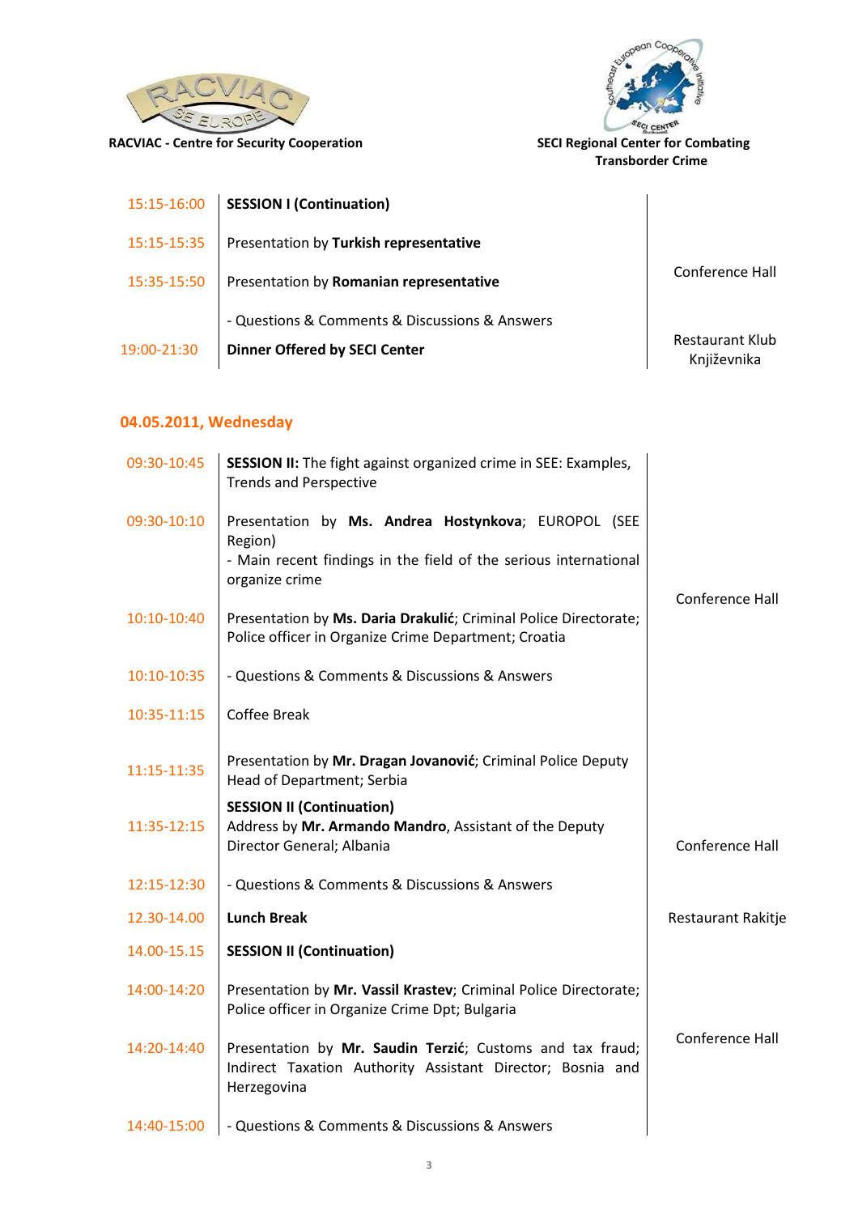**RACVIAC - Centre for Security Cooperation**

**SECI Regional Center for Combating Transborder Crime**

| | | |
|---|---|---|
| 15:15-16:00 | **SESSION I (Continuation)** | |
| 15:15-15:35 | Presentation by **Turkish representative** | Conference Hall |
| 15:35-15:50 | Presentation by **Romanian representative** | |
| | - Questions & Comments & Discussions & Answers | |
| 19:00-21:30 | **Dinner Offered by SECI Center** | Restaurant Klub Književnika |

## 04.05.2011, Wednesday

| | | |
|---|---|---|
| 09:30-10:45 | **SESSION II:** The fight against organized crime in SEE: Examples, Trends and Perspective | |
| 09:30-10:10 | Presentation by **Ms. Andrea Hostynkova**; EUROPOL (SEE Region)<br>- Main recent findings in the field of the serious international organize crime | |
| 10:10-10:40 | Presentation by **Ms. Daria Drakulić**; Criminal Police Directorate; Police officer in Organize Crime Department; Croatia | Conference Hall |
| 10:10-10:35 | - Questions & Comments & Discussions & Answers | |
| 10:35-11:15 | Coffee Break | |
| 11:15-11:35 | Presentation by **Mr. Dragan Jovanović**; Criminal Police Deputy Head of Department; Serbia | |
| 11:35-12:15 | **SESSION II (Continuation)**<br>Address by **Mr. Armando Mandro**, Assistant of the Deputy Director General; Albania | Conference Hall |
| 12:15-12:30 | - Questions & Comments & Discussions & Answers | |
| 12.30-14.00 | **Lunch Break** | Restaurant Rakitje |
| 14.00-15.15 | **SESSION II (Continuation)** | |
| 14:00-14:20 | Presentation by **Mr. Vassil Krastev**; Criminal Police Directorate; Police officer in Organize Crime Dpt; Bulgaria | |
| 14:20-14:40 | Presentation by **Mr. Saudin Terzić**; Customs and tax fraud; Indirect Taxation Authority Assistant Director; Bosnia and Herzegovina | Conference Hall |
| 14:40-15:00 | - Questions & Comments & Discussions & Answers | |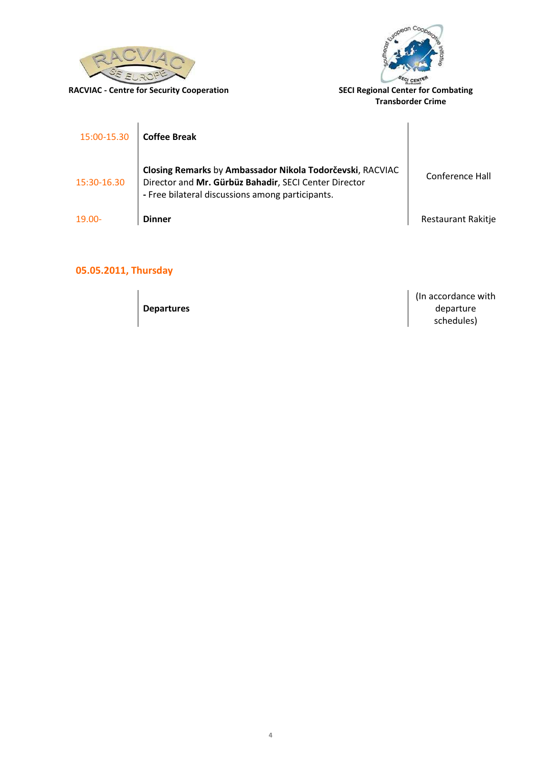RACVIAC - Centre for Security Cooperation

SECI Regional Center for Combating Transborder Crime

| | | |
|---|---|---|
| 15:00-15.30 | **Coffee Break** | |
| 15:30-16.30 | **Closing Remarks** by **Ambassador Nikola Todorčevski**, RACVIAC Director and **Mr. Gürbüz Bahadir**, SECI Center Director<br>**-** Free bilateral discussions among participants. | Conference Hall |
| 19.00- | **Dinner** | Restaurant Rakitje |

## 05.05.2011, Thursday

| | | |
|---|---|---|
| | **Departures** | (In accordance with departure schedules) |